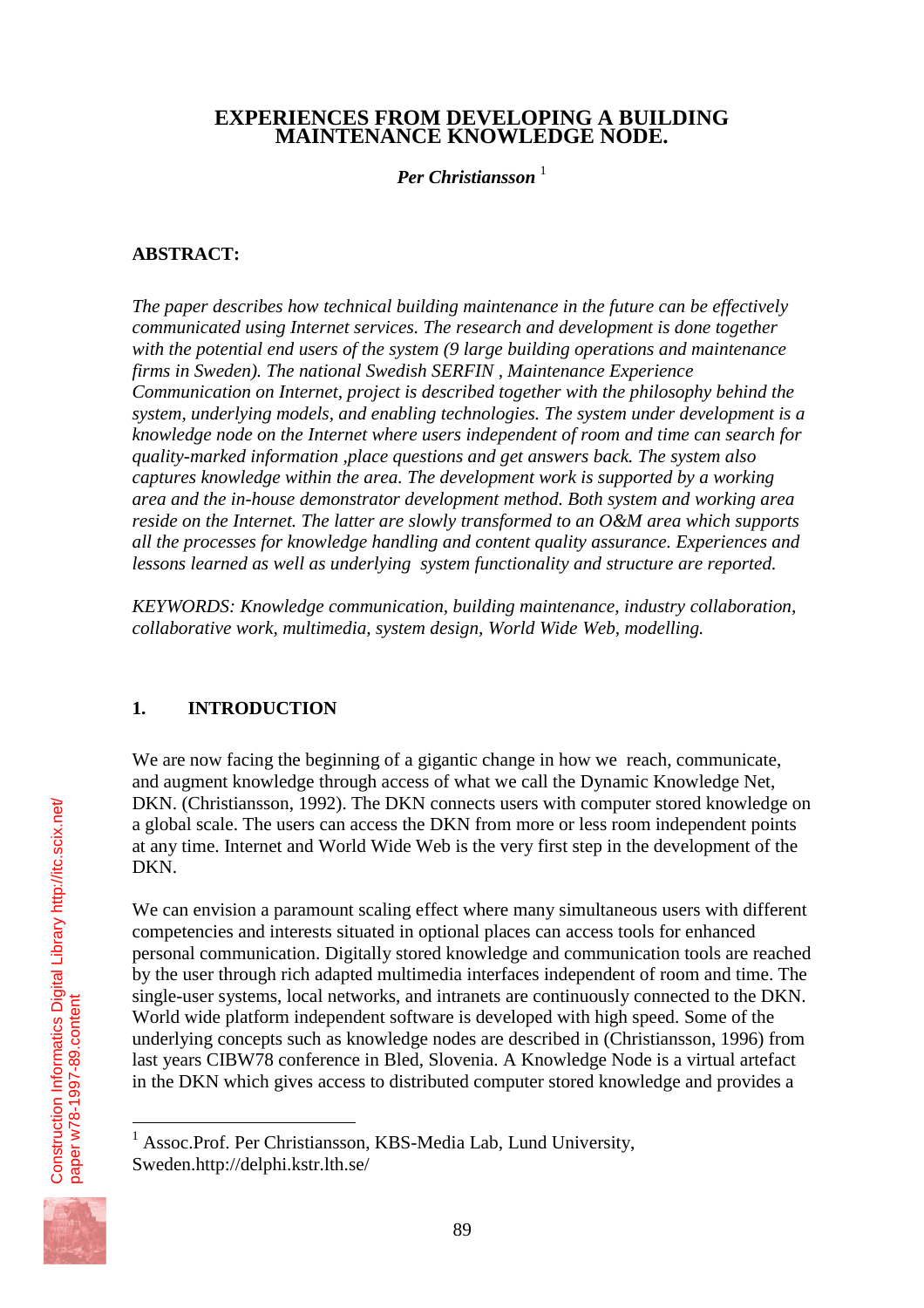# EXPERIENCES FROM DEVELOPING A BUILDING MAINTENANCE KNOWLEDGE NODE.

***Per Christiansson*** [1]

**ABSTRACT:**

*The paper describes how technical building maintenance in the future can be effectively communicated using Internet services. The research and development is done together with the potential end users of the system (9 large building operations and maintenance firms in Sweden). The national Swedish SERFIN , Maintenance Experience Communication on Internet, project is described together with the philosophy behind the system, underlying models, and enabling technologies. The system under development is a knowledge node on the Internet where users independent of room and time can search for quality-marked information ,place questions and get answers back. The system also captures knowledge within the area. The development work is supported by a working area and the in-house demonstrator development method. Both system and working area reside on the Internet. The latter are slowly transformed to an O&M area which supports all the processes for knowledge handling and content quality assurance. Experiences and lessons learned as well as underlying system functionality and structure are reported.*

*KEYWORDS: Knowledge communication, building maintenance, industry collaboration, collaborative work, multimedia, system design, World Wide Web, modelling.*

## 1. INTRODUCTION

We are now facing the beginning of a gigantic change in how we reach, communicate, and augment knowledge through access of what we call the Dynamic Knowledge Net, DKN. (Christiansson, 1992). The DKN connects users with computer stored knowledge on a global scale. The users can access the DKN from more or less room independent points at any time. Internet and World Wide Web is the very first step in the development of the DKN.

We can envision a paramount scaling effect where many simultaneous users with different competencies and interests situated in optional places can access tools for enhanced personal communication. Digitally stored knowledge and communication tools are reached by the user through rich adapted multimedia interfaces independent of room and time. The single-user systems, local networks, and intranets are continuously connected to the DKN. World wide platform independent software is developed with high speed. Some of the underlying concepts such as knowledge nodes are described in (Christiansson, 1996) from last years CIBW78 conference in Bled, Slovenia. A Knowledge Node is a virtual artefact in the DKN which gives access to distributed computer stored knowledge and provides a

---

[1] Assoc.Prof. Per Christiansson, KBS-Media Lab, Lund University, Sweden.http://delphi.kstr.lth.se/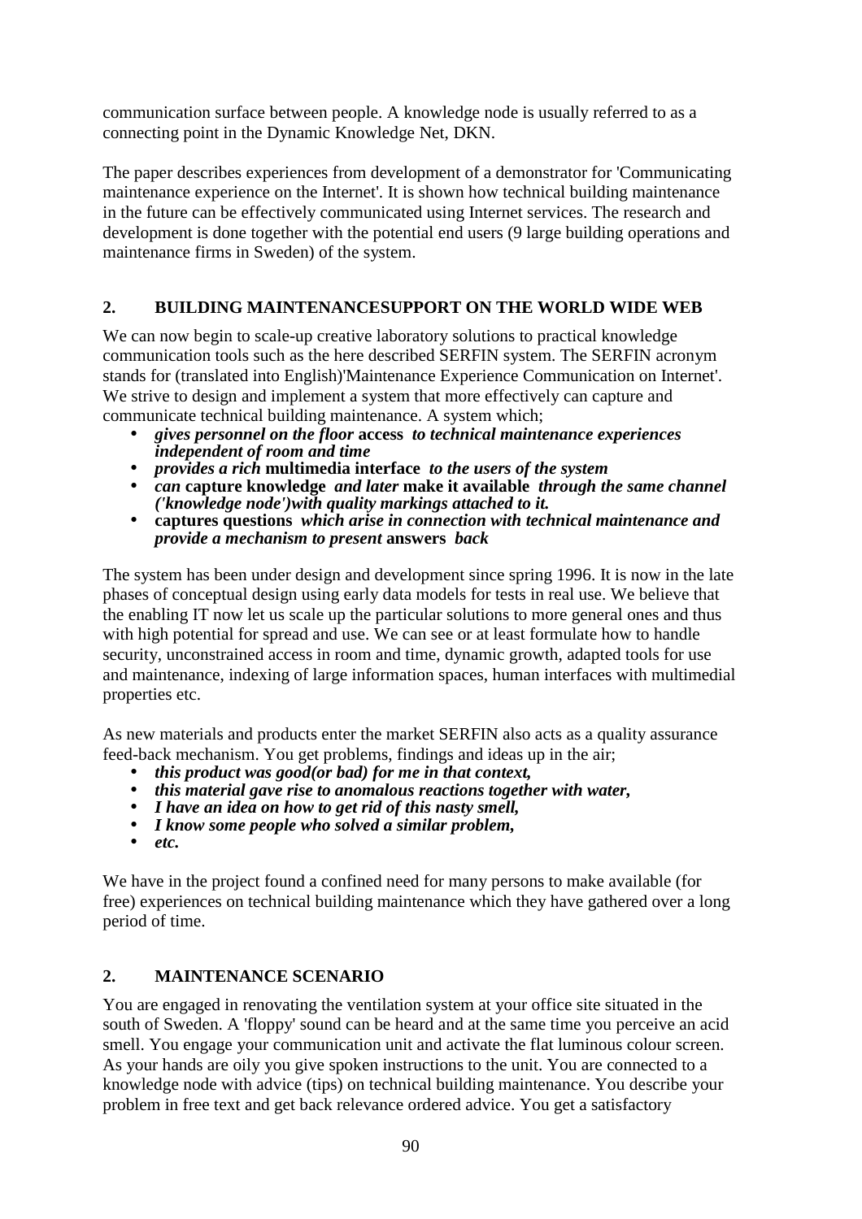communication surface between people. A knowledge node is usually referred to as a connecting point in the Dynamic Knowledge Net, DKN.

The paper describes experiences from development of a demonstrator for 'Communicating maintenance experience on the Internet'. It is shown how technical building maintenance in the future can be effectively communicated using Internet services. The research and development is done together with the potential end users (9 large building operations and maintenance firms in Sweden) of the system.

## 2. BUILDING MAINTENANCESUPPORT ON THE WORLD WIDE WEB

We can now begin to scale-up creative laboratory solutions to practical knowledge communication tools such as the here described SERFIN system. The SERFIN acronym stands for (translated into English)'Maintenance Experience Communication on Internet'. We strive to design and implement a system that more effectively can capture and communicate technical building maintenance. A system which;

- ***gives personnel on the floor* access *to technical maintenance experiences independent of room and time***
- ***provides a rich* multimedia interface *to the users of the system***
- ***can* capture knowledge *and later* make it available *through the same channel ('knowledge node')with quality markings attached to it.***
- **captures questions *which arise in connection with technical maintenance and provide a mechanism to present* answers *back***

The system has been under design and development since spring 1996. It is now in the late phases of conceptual design using early data models for tests in real use. We believe that the enabling IT now let us scale up the particular solutions to more general ones and thus with high potential for spread and use. We can see or at least formulate how to handle security, unconstrained access in room and time, dynamic growth, adapted tools for use and maintenance, indexing of large information spaces, human interfaces with multimedial properties etc.

As new materials and products enter the market SERFIN also acts as a quality assurance feed-back mechanism. You get problems, findings and ideas up in the air;

- ***this product was good(or bad) for me in that context,***
- ***this material gave rise to anomalous reactions together with water,***
- ***I have an idea on how to get rid of this nasty smell,***
- ***I know some people who solved a similar problem,***
- ***etc.***

We have in the project found a confined need for many persons to make available (for free) experiences on technical building maintenance which they have gathered over a long period of time.

## 2. MAINTENANCE SCENARIO

You are engaged in renovating the ventilation system at your office site situated in the south of Sweden. A 'floppy' sound can be heard and at the same time you perceive an acid smell. You engage your communication unit and activate the flat luminous colour screen. As your hands are oily you give spoken instructions to the unit. You are connected to a knowledge node with advice (tips) on technical building maintenance. You describe your problem in free text and get back relevance ordered advice. You get a satisfactory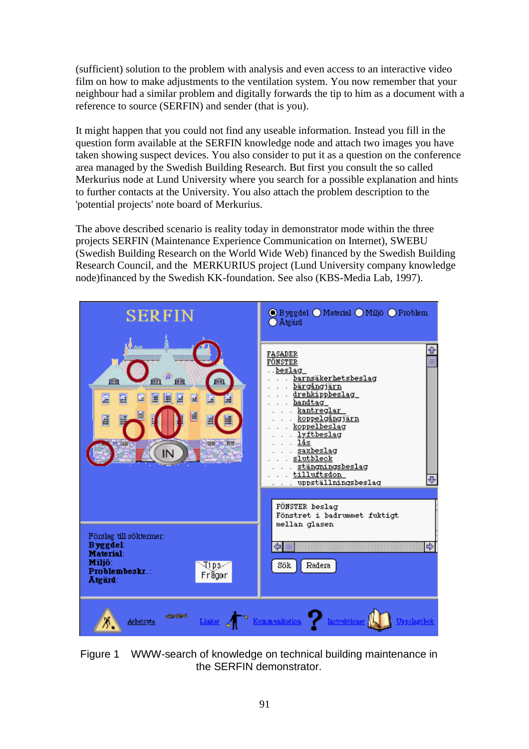(sufficient) solution to the problem with analysis and even access to an interactive video film on how to make adjustments to the ventilation system. You now remember that your neighbour had a similar problem and digitally forwards the tip to him as a document with a reference to source (SERFIN) and sender (that is you).

It might happen that you could not find any useable information. Instead you fill in the question form available at the SERFIN knowledge node and attach two images you have taken showing suspect devices. You also consider to put it as a question on the conference area managed by the Swedish Building Research. But first you consult the so called Merkurius node at Lund University where you search for a possible explanation and hints to further contacts at the University. You also attach the problem description to the 'potential projects' note board of Merkurius.

The above described scenario is reality today in demonstrator mode within the three projects SERFIN (Maintenance Experience Communication on Internet), SWEBU (Swedish Building Research on the World Wide Web) financed by the Swedish Building Research Council, and the MERKURIUS project (Lund University company knowledge node)financed by the Swedish KK-foundation. See also (KBS-Media Lab, 1997).

Figure 1 WWW-search of knowledge on technical building maintenance in the SERFIN demonstrator.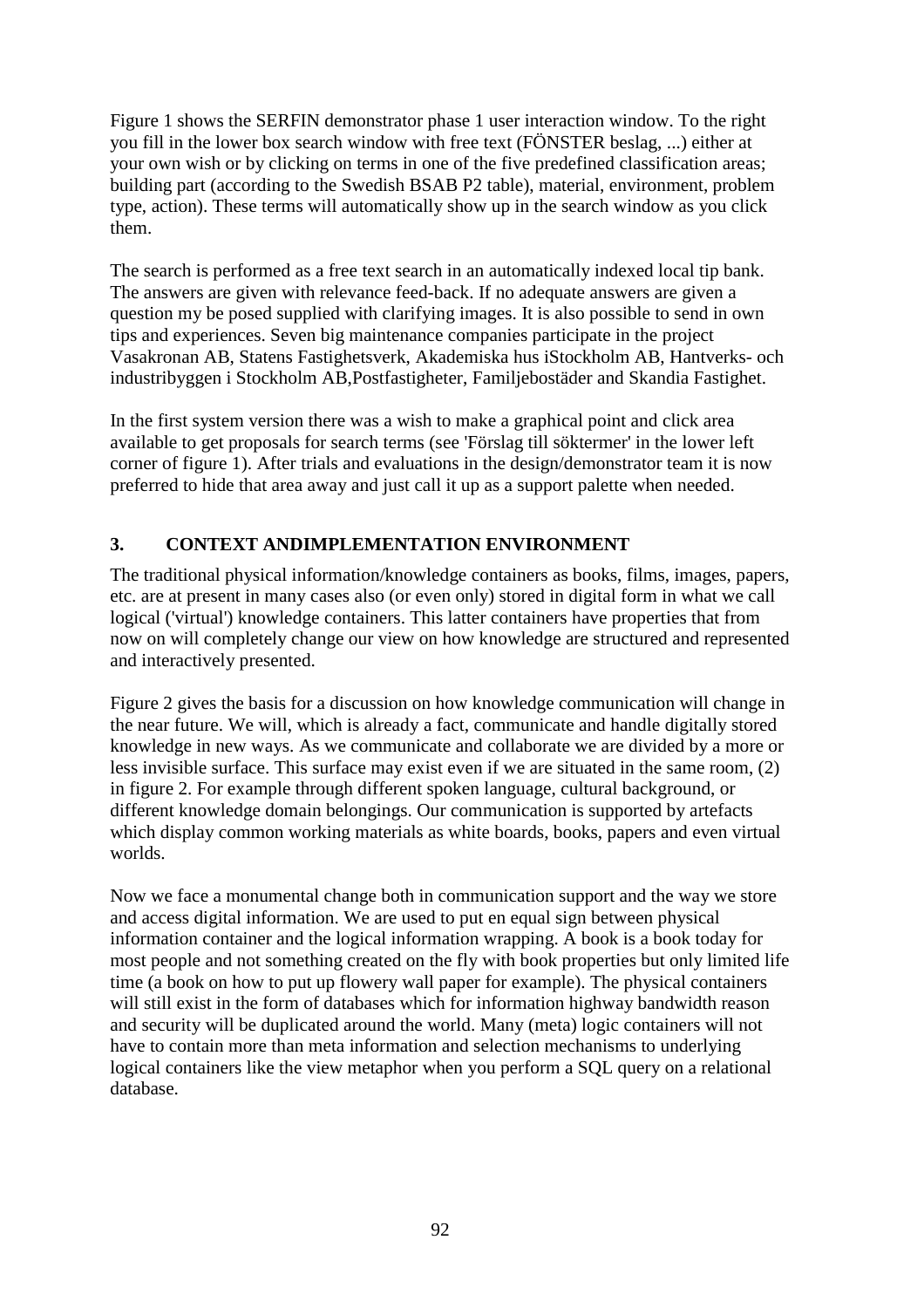Figure 1 shows the SERFIN demonstrator phase 1 user interaction window. To the right you fill in the lower box search window with free text (FÖNSTER beslag, ...) either at your own wish or by clicking on terms in one of the five predefined classification areas; building part (according to the Swedish BSAB P2 table), material, environment, problem type, action). These terms will automatically show up in the search window as you click them.

The search is performed as a free text search in an automatically indexed local tip bank. The answers are given with relevance feed-back. If no adequate answers are given a question my be posed supplied with clarifying images. It is also possible to send in own tips and experiences. Seven big maintenance companies participate in the project Vasakronan AB, Statens Fastighetsverk, Akademiska hus iStockholm AB, Hantverks- och industribyggen i Stockholm AB,Postfastigheter, Familjebostäder and Skandia Fastighet.

In the first system version there was a wish to make a graphical point and click area available to get proposals for search terms (see 'Förslag till söktermer' in the lower left corner of figure 1). After trials and evaluations in the design/demonstrator team it is now preferred to hide that area away and just call it up as a support palette when needed.

## 3. CONTEXT ANDIMPLEMENTATION ENVIRONMENT

The traditional physical information/knowledge containers as books, films, images, papers, etc. are at present in many cases also (or even only) stored in digital form in what we call logical ('virtual') knowledge containers. This latter containers have properties that from now on will completely change our view on how knowledge are structured and represented and interactively presented.

Figure 2 gives the basis for a discussion on how knowledge communication will change in the near future. We will, which is already a fact, communicate and handle digitally stored knowledge in new ways. As we communicate and collaborate we are divided by a more or less invisible surface. This surface may exist even if we are situated in the same room, (2) in figure 2. For example through different spoken language, cultural background, or different knowledge domain belongings. Our communication is supported by artefacts which display common working materials as white boards, books, papers and even virtual worlds.

Now we face a monumental change both in communication support and the way we store and access digital information. We are used to put en equal sign between physical information container and the logical information wrapping. A book is a book today for most people and not something created on the fly with book properties but only limited life time (a book on how to put up flowery wall paper for example). The physical containers will still exist in the form of databases which for information highway bandwidth reason and security will be duplicated around the world. Many (meta) logic containers will not have to contain more than meta information and selection mechanisms to underlying logical containers like the view metaphor when you perform a SQL query on a relational database.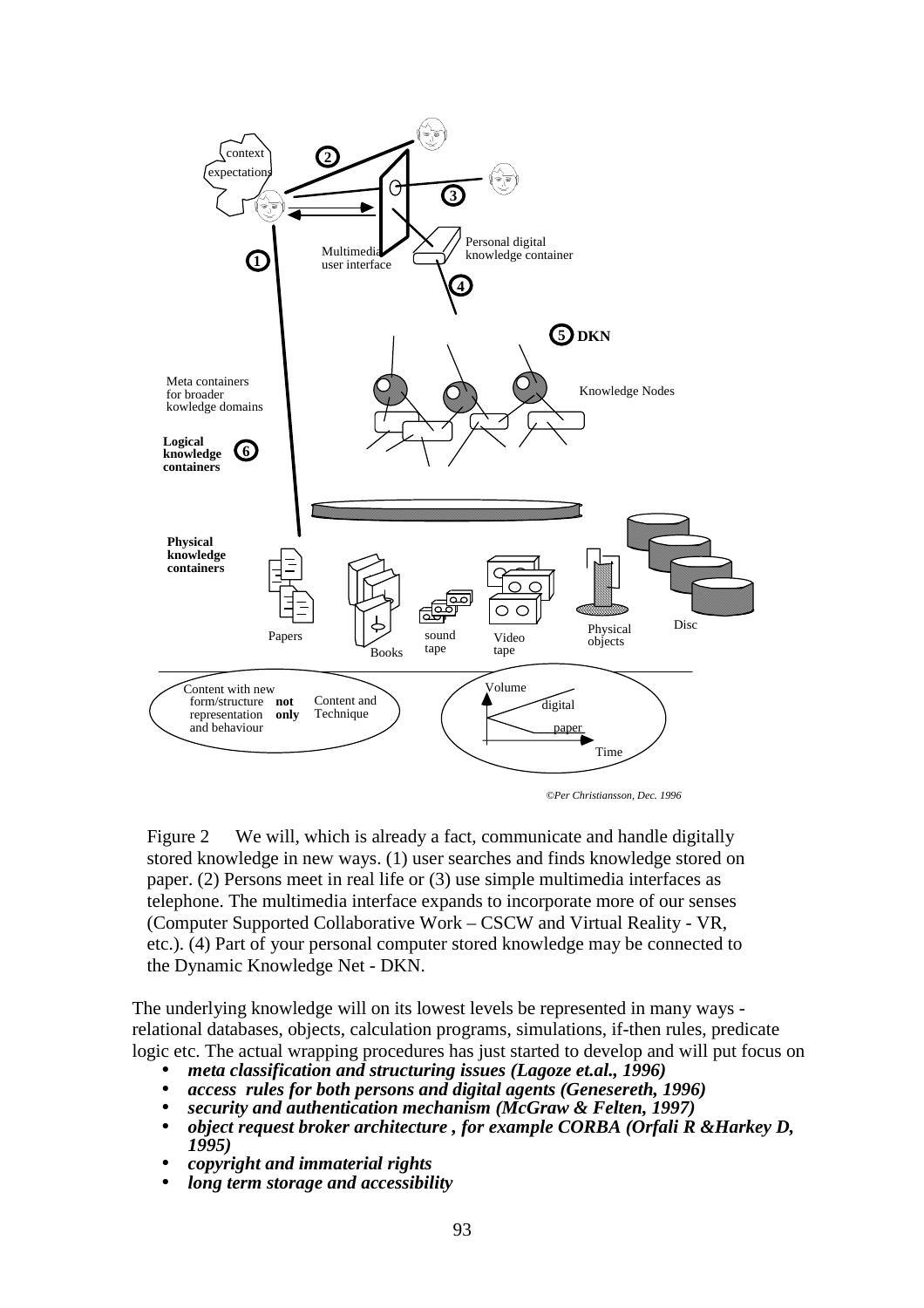Figure 2 We will, which is already a fact, communicate and handle digitally stored knowledge in new ways. (1) user searches and finds knowledge stored on paper. (2) Persons meet in real life or (3) use simple multimedia interfaces as telephone. The multimedia interface expands to incorporate more of our senses (Computer Supported Collaborative Work – CSCW and Virtual Reality - VR, etc.). (4) Part of your personal computer stored knowledge may be connected to the Dynamic Knowledge Net - DKN.

The underlying knowledge will on its lowest levels be represented in many ways - relational databases, objects, calculation programs, simulations, if-then rules, predicate logic etc. The actual wrapping procedures has just started to develop and will put focus on

- ***meta classification and structuring issues (Lagoze et.al., 1996)***
- ***access rules for both persons and digital agents (Genesereth, 1996)***
- ***security and authentication mechanism (McGraw & Felten, 1997)***
- ***object request broker architecture , for example CORBA (Orfali R &Harkey D, 1995)***
- ***copyright and immaterial rights***
- ***long term storage and accessibility***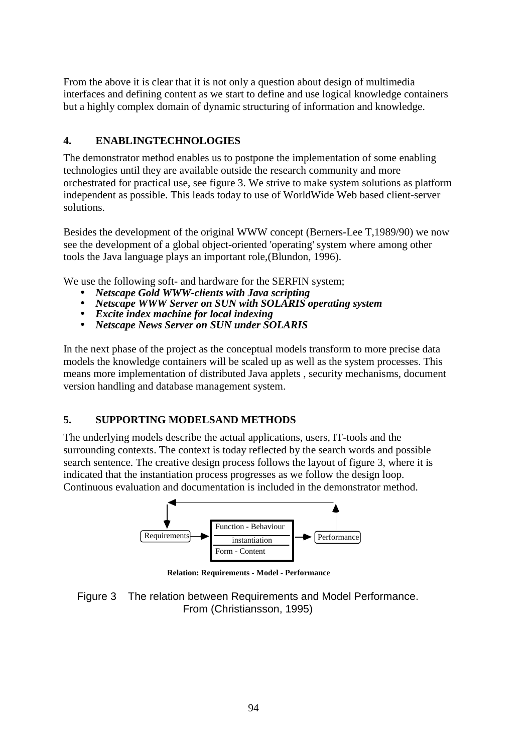From the above it is clear that it is not only a question about design of multimedia interfaces and defining content as we start to define and use logical knowledge containers but a highly complex domain of dynamic structuring of information and knowledge.

## 4. ENABLINGTECHNOLOGIES

The demonstrator method enables us to postpone the implementation of some enabling technologies until they are available outside the research community and more orchestrated for practical use, see figure 3. We strive to make system solutions as platform independent as possible. This leads today to use of WorldWide Web based client-server solutions.

Besides the development of the original WWW concept (Berners-Lee T,1989/90) we now see the development of a global object-oriented 'operating' system where among other tools the Java language plays an important role,(Blundon, 1996).

We use the following soft- and hardware for the SERFIN system;

- ***Netscape Gold WWW-clients with Java scripting***
- ***Netscape WWW Server on SUN with SOLARIS operating system***
- ***Excite index machine for local indexing***
- ***Netscape News Server on SUN under SOLARIS***

In the next phase of the project as the conceptual models transform to more precise data models the knowledge containers will be scaled up as well as the system processes. This means more implementation of distributed Java applets , security mechanisms, document version handling and database management system.

## 5. SUPPORTING MODELSAND METHODS

The underlying models describe the actual applications, users, IT-tools and the surrounding contexts. The context is today reflected by the search words and possible search sentence. The creative design process follows the layout of figure 3, where it is indicated that the instantiation process progresses as we follow the design loop. Continuous evaluation and documentation is included in the demonstrator method.

Requirements → [Function - Behaviour / instantiation / Form - Content] → Performance

**Relation: Requirements - Model - Performance**

Figure 3 The relation between Requirements and Model Performance. From (Christiansson, 1995)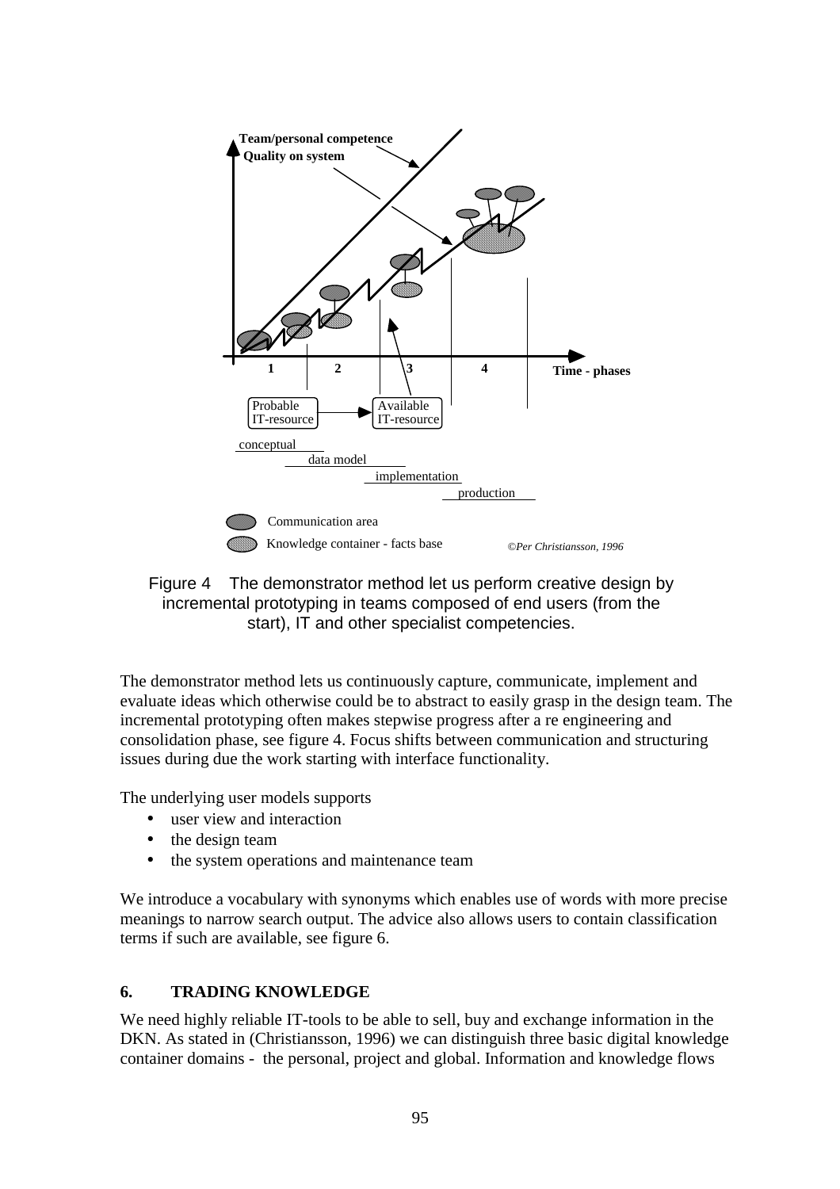Figure 4 The demonstrator method let us perform creative design by incremental prototyping in teams composed of end users (from the start), IT and other specialist competencies.

The demonstrator method lets us continuously capture, communicate, implement and evaluate ideas which otherwise could be to abstract to easily grasp in the design team. The incremental prototyping often makes stepwise progress after a re engineering and consolidation phase, see figure 4. Focus shifts between communication and structuring issues during due the work starting with interface functionality.

The underlying user models supports

- user view and interaction
- the design team
- the system operations and maintenance team

We introduce a vocabulary with synonyms which enables use of words with more precise meanings to narrow search output. The advice also allows users to contain classification terms if such are available, see figure 6.

## 6. TRADING KNOWLEDGE

We need highly reliable IT-tools to be able to sell, buy and exchange information in the DKN. As stated in (Christiansson, 1996) we can distinguish three basic digital knowledge container domains - the personal, project and global. Information and knowledge flows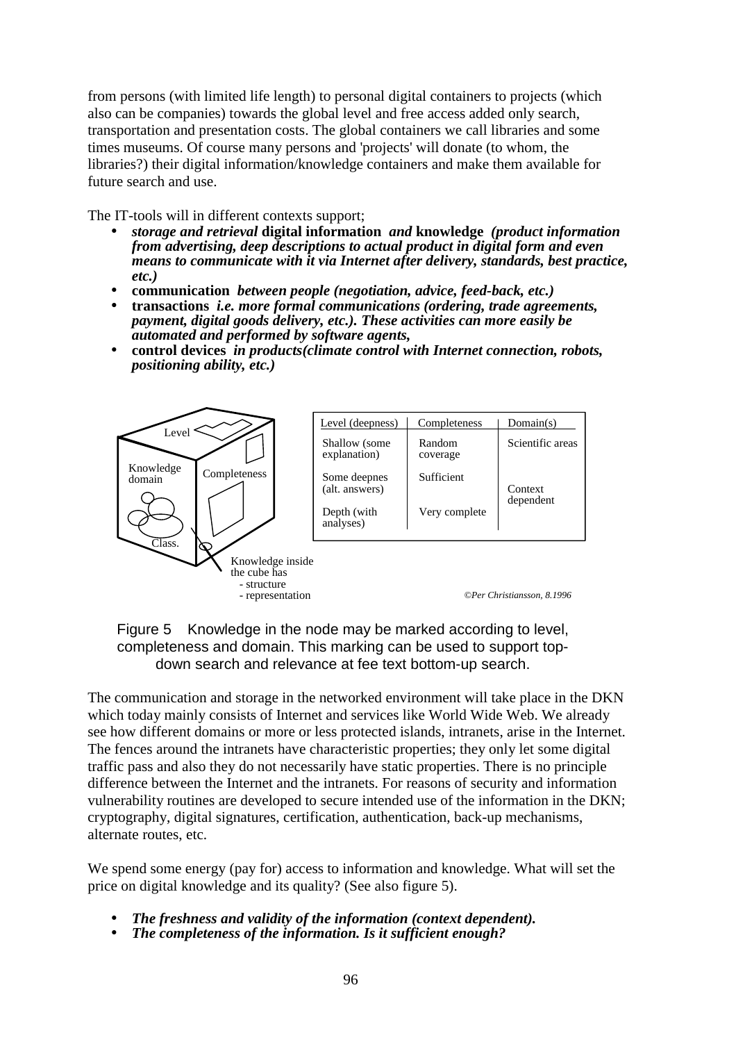from persons (with limited life length) to personal digital containers to projects (which also can be companies) towards the global level and free access added only search, transportation and presentation costs. The global containers we call libraries and some times museums. Of course many persons and 'projects' will donate (to whom, the libraries?) their digital information/knowledge containers and make them available for future search and use.

The IT-tools will in different contexts support;

- ***storage and retrieval* digital information *and* knowledge *(product information from advertising, deep descriptions to actual product in digital form and even means to communicate with it via Internet after delivery, standards, best practice, etc.)***
- **communication *between people (negotiation, advice, feed-back, etc.)***
- **transactions *i.e. more formal communications (ordering, trade agreements, payment, digital goods delivery, etc.). These activities can more easily be automated and performed by software agents,***
- **control devices *in products(climate control with Internet connection, robots, positioning ability, etc.)***

Level

Knowledge domain

Completeness

Class.

Knowledge inside the cube has
- structure
- representation

| Level (deepness) | Completeness | Domain(s) |
|---|---|---|
| Shallow (some explanation) | Random coverage | Scientific areas |
| Some deepnes (alt. answers) | Sufficient | Context dependent |
| Depth (with analyses) | Very complete | |

*©Per Christiansson, 8.1996*

Figure 5 Knowledge in the node may be marked according to level, completeness and domain. This marking can be used to support top-down search and relevance at fee text bottom-up search.

The communication and storage in the networked environment will take place in the DKN which today mainly consists of Internet and services like World Wide Web. We already see how different domains or more or less protected islands, intranets, arise in the Internet. The fences around the intranets have characteristic properties; they only let some digital traffic pass and also they do not necessarily have static properties. There is no principle difference between the Internet and the intranets. For reasons of security and information vulnerability routines are developed to secure intended use of the information in the DKN; cryptography, digital signatures, certification, authentication, back-up mechanisms, alternate routes, etc.

We spend some energy (pay for) access to information and knowledge. What will set the price on digital knowledge and its quality? (See also figure 5).

- ***The freshness and validity of the information (context dependent).***
- ***The completeness of the information. Is it sufficient enough?***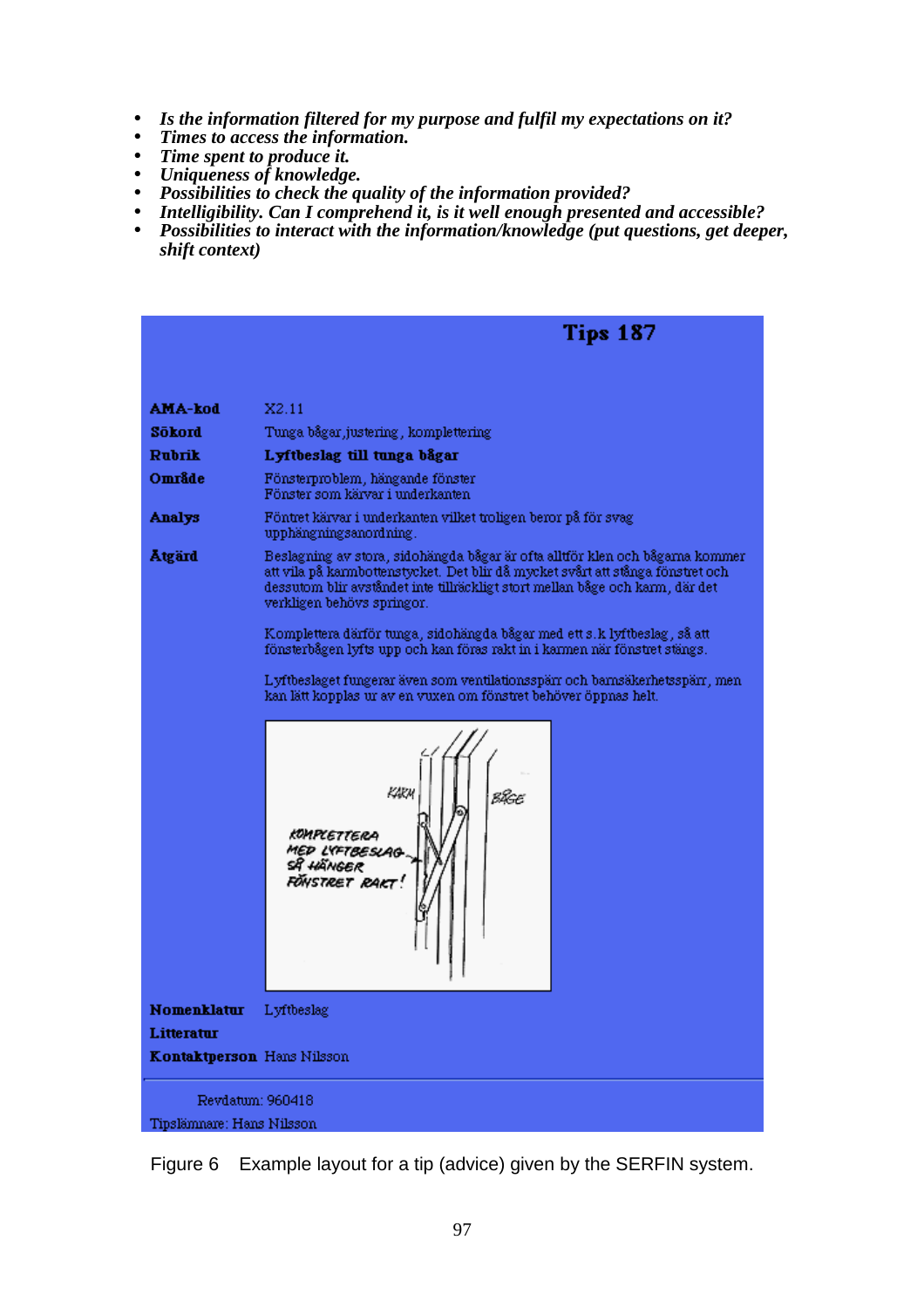- ***Is the information filtered for my purpose and fulfil my expectations on it?***
- ***Times to access the information.***
- ***Time spent to produce it.***
- ***Uniqueness of knowledge.***
- ***Possibilities to check the quality of the information provided?***
- ***Intelligibility. Can I comprehend it, is it well enough presented and accessible?***
- ***Possibilities to interact with the information/knowledge (put questions, get deeper, shift context)***

**Tips 187**

| | |
|---|---|
| **AMA-kod** | X2.11 |
| **Sökord** | Tunga bågar, justering, komplettering |
| **Rubrik** | **Lyftbeslag till tunga bågar** |
| **Område** | Fönsterproblem, hängande fönster<br>Fönster som kärvar i underkanten |
| **Analys** | Fönstret kärvar i underkanten vilket troligen beror på för svag upphängningsanordning. |
| **Åtgärd** | Beslagning av stora, sidohängda bågar är ofta alltför klen och bågarna kommer att vila på karmbottenstycket. Det blir då mycket svårt att stänga fönstret och dessutom blir avståndet inte tillräckligt stort mellan båge och karm, där det verkligen behövs springor.<br><br>Komplettera därför tunga, sidohängda bågar med ett s.k lyftbeslag, så att fönsterbågen lyfts upp och kan föras rakt in i karmen när fönstret stängs.<br><br>Lyftbeslaget fungerar även som ventilationsspärr och barnsäkerhetsspärr, men kan lätt kopplas ur av en vuxen om fönstret behöver öppnas helt. |

KARM
BÅGE
KOMPLETTERA MED LYFTBESLAG SÅ HÄNGER FÖNSTRET RAKT!

| | |
|---|---|
| **Nomenklatur** | Lyftbeslag |
| **Litteratur** | |
| **Kontaktperson** | Hans Nilsson |

Revdatum: 960418

Tipslämnare: Hans Nilsson

Figure 6 Example layout for a tip (advice) given by the SERFIN system.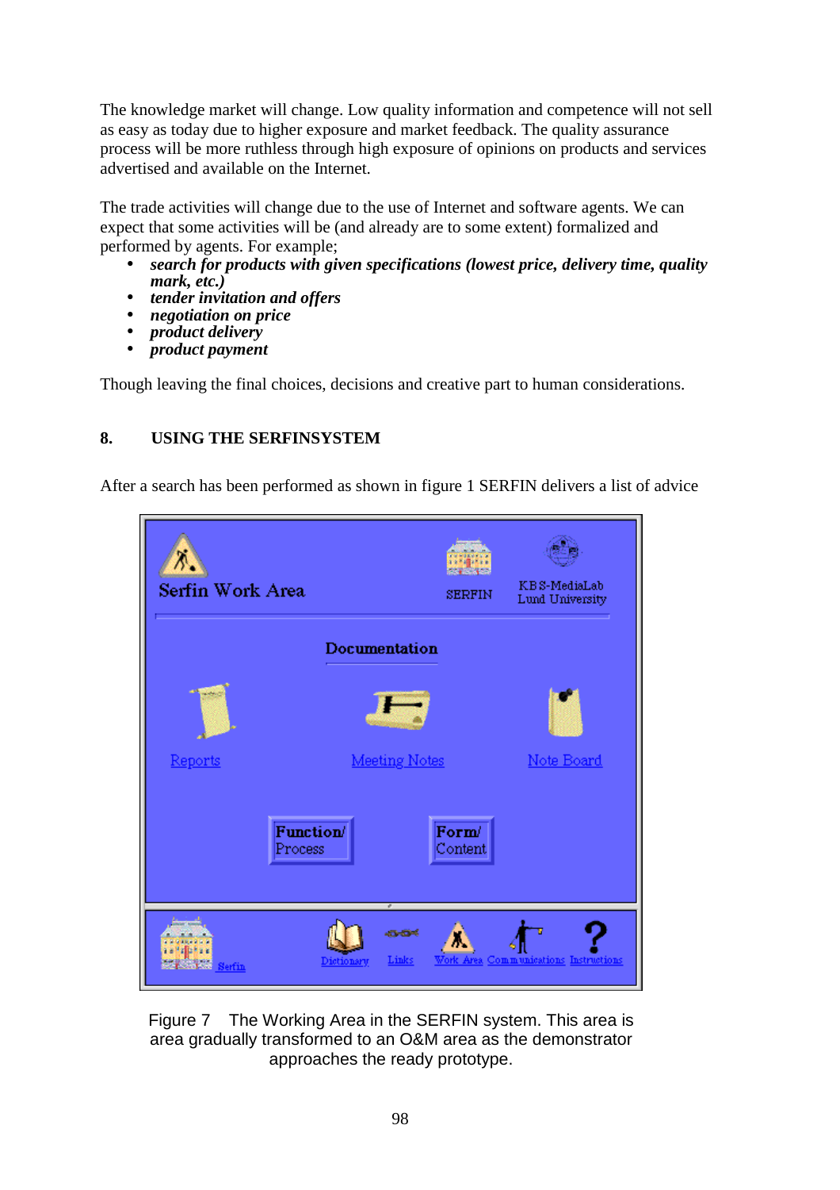The knowledge market will change. Low quality information and competence will not sell as easy as today due to higher exposure and market feedback. The quality assurance process will be more ruthless through high exposure of opinions on products and services advertised and available on the Internet.

The trade activities will change due to the use of Internet and software agents. We can expect that some activities will be (and already are to some extent) formalized and performed by agents. For example;

- ***search for products with given specifications (lowest price, delivery time, quality mark, etc.)***
- ***tender invitation and offers***
- ***negotiation on price***
- ***product delivery***
- ***product payment***

Though leaving the final choices, decisions and creative part to human considerations.

## 8. USING THE SERFINSYSTEM

After a search has been performed as shown in figure 1 SERFIN delivers a list of advice

Figure 7 The Working Area in the SERFIN system. This area is area gradually transformed to an O&M area as the demonstrator approaches the ready prototype.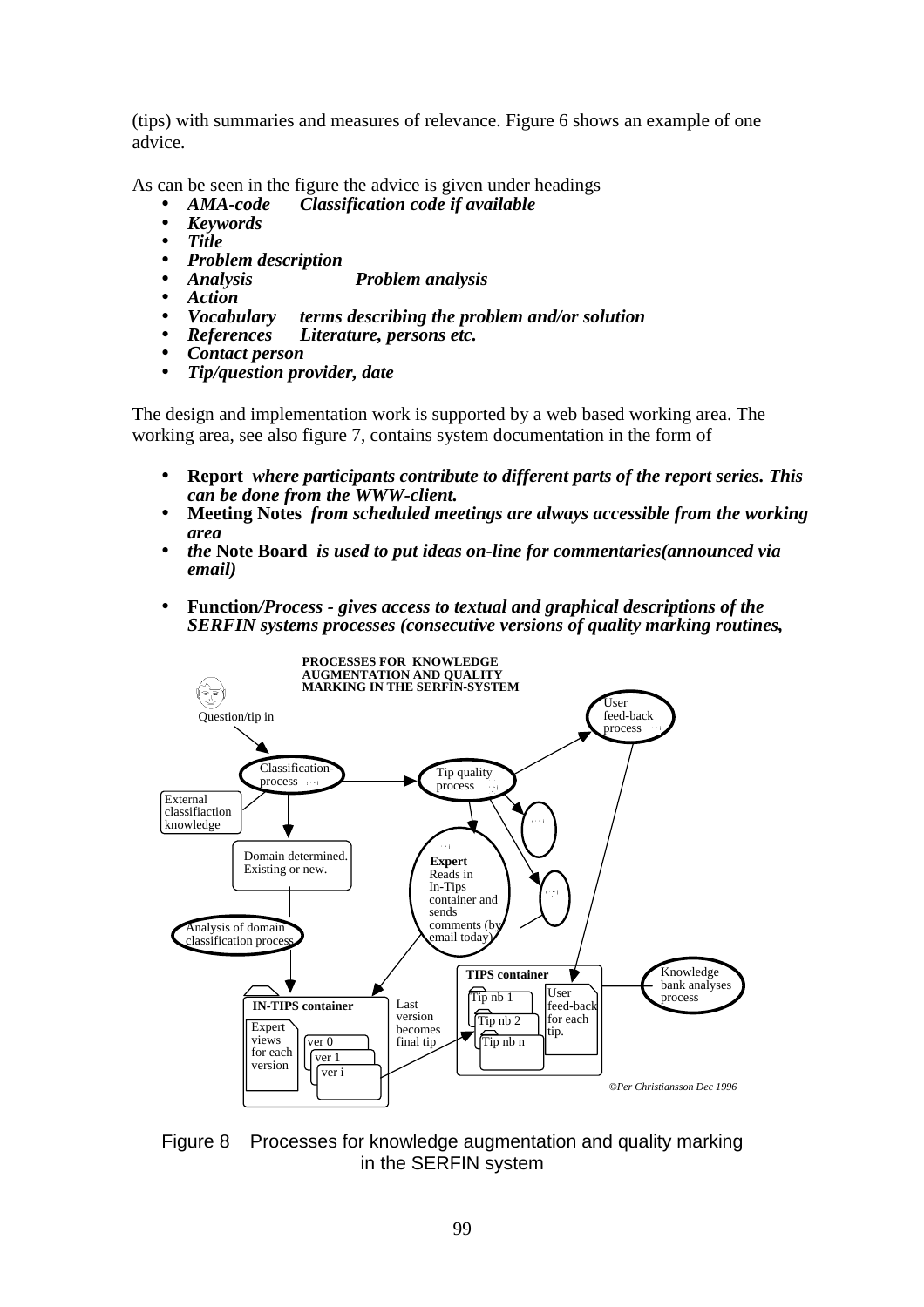(tips) with summaries and measures of relevance. Figure 6 shows an example of one advice.

As can be seen in the figure the advice is given under headings

- ***AMA-code*** ***Classification code if available***
- ***Keywords***
- ***Title***
- ***Problem description***
- ***Analysis*** ***Problem analysis***
- ***Action***
- ***Vocabulary*** ***terms describing the problem and/or solution***
- ***References*** ***Literature, persons etc.***
- ***Contact person***
- ***Tip/question provider, date***

The design and implementation work is supported by a web based working area. The working area, see also figure 7, contains system documentation in the form of

- **Report** ***where participants contribute to different parts of the report series. This can be done from the WWW-client.***
- **Meeting Notes** ***from scheduled meetings are always accessible from the working area***
- ***the*** **Note Board** ***is used to put ideas on-line for commentaries(announced via email)***
- **Function*/Process - gives access to textual and graphical descriptions of the SERFIN systems processes (consecutive versions of quality marking routines,***

Figure 8 Processes for knowledge augmentation and quality marking in the SERFIN system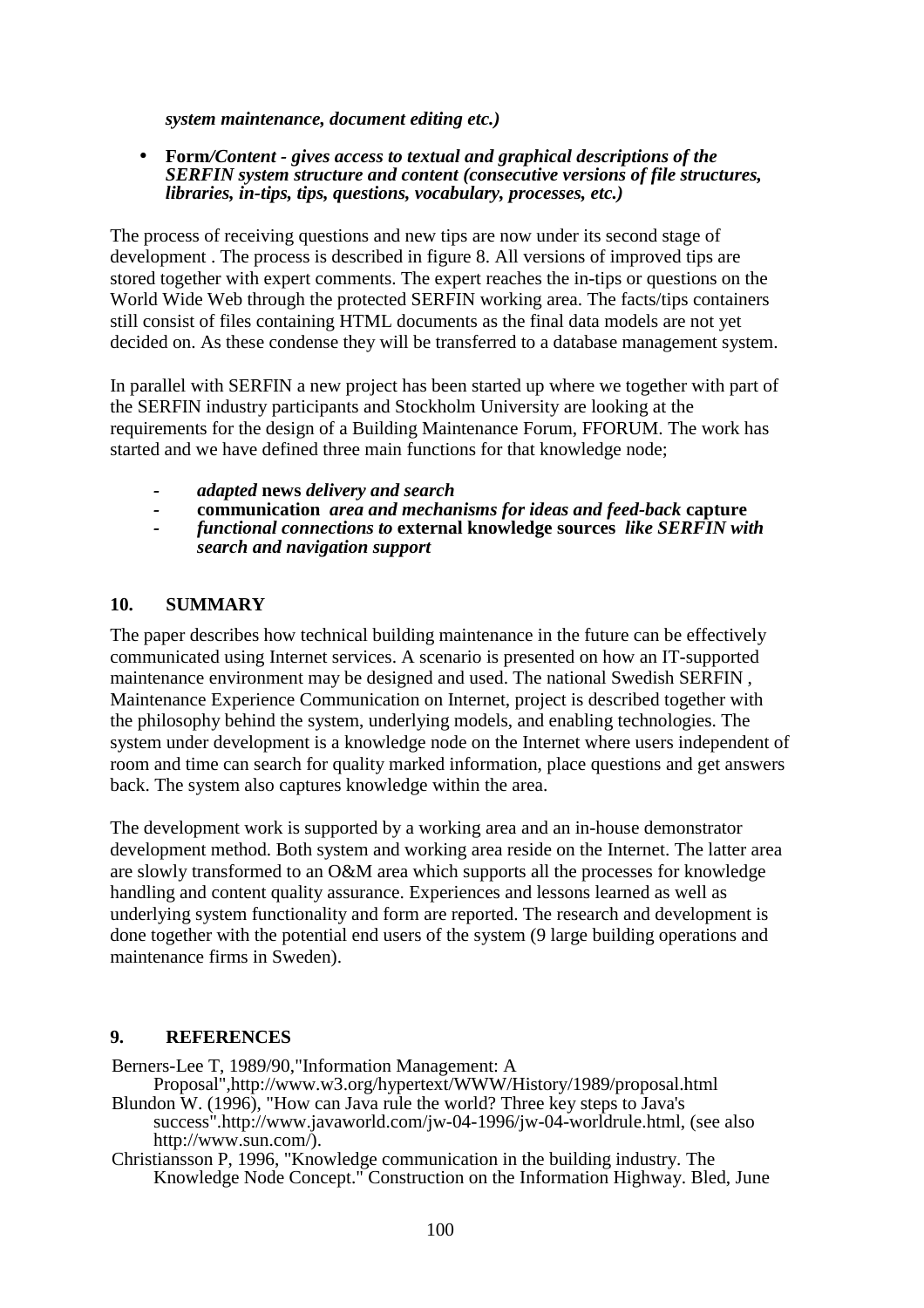*system maintenance, document editing etc.)*

- **Form***/Content - gives access to textual and graphical descriptions of the SERFIN system structure and content (consecutive versions of file structures, libraries, in-tips, tips, questions, vocabulary, processes, etc.)*

The process of receiving questions and new tips are now under its second stage of development . The process is described in figure 8. All versions of improved tips are stored together with expert comments. The expert reaches the in-tips or questions on the World Wide Web through the protected SERFIN working area. The facts/tips containers still consist of files containing HTML documents as the final data models are not yet decided on. As these condense they will be transferred to a database management system.

In parallel with SERFIN a new project has been started up where we together with part of the SERFIN industry participants and Stockholm University are looking at the requirements for the design of a Building Maintenance Forum, FFORUM. The work has started and we have defined three main functions for that knowledge node;

- *adapted* **news** *delivery and search*
- **communication** *area and mechanisms for ideas and feed-back* **capture**
- *functional connections to* **external knowledge sources** *like SERFIN with search and navigation support*

## 10. SUMMARY

The paper describes how technical building maintenance in the future can be effectively communicated using Internet services. A scenario is presented on how an IT-supported maintenance environment may be designed and used. The national Swedish SERFIN , Maintenance Experience Communication on Internet, project is described together with the philosophy behind the system, underlying models, and enabling technologies. The system under development is a knowledge node on the Internet where users independent of room and time can search for quality marked information, place questions and get answers back. The system also captures knowledge within the area.

The development work is supported by a working area and an in-house demonstrator development method. Both system and working area reside on the Internet. The latter area are slowly transformed to an O&M area which supports all the processes for knowledge handling and content quality assurance. Experiences and lessons learned as well as underlying system functionality and form are reported. The research and development is done together with the potential end users of the system (9 large building operations and maintenance firms in Sweden).

## 9. REFERENCES

Berners-Lee T, 1989/90,"Information Management: A Proposal",http://www.w3.org/hypertext/WWW/History/1989/proposal.html

Blundon W. (1996), "How can Java rule the world? Three key steps to Java's success".http://www.javaworld.com/jw-04-1996/jw-04-worldrule.html, (see also http://www.sun.com/).

Christiansson P, 1996, "Knowledge communication in the building industry. The Knowledge Node Concept." Construction on the Information Highway. Bled, June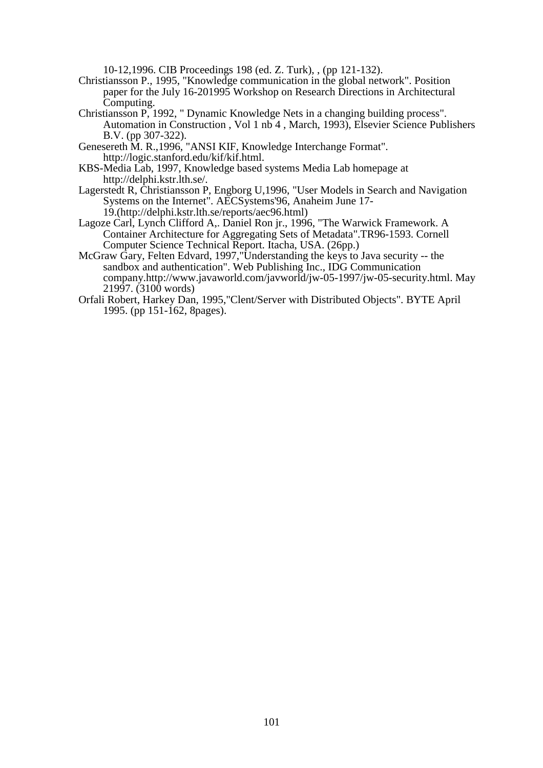10-12,1996. CIB Proceedings 198 (ed. Z. Turk), , (pp 121-132).

Christiansson P., 1995, "Knowledge communication in the global network". Position paper for the July 16-201995 Workshop on Research Directions in Architectural Computing.

Christiansson P, 1992, " Dynamic Knowledge Nets in a changing building process". Automation in Construction , Vol 1 nb 4 , March, 1993), Elsevier Science Publishers B.V. (pp 307-322).

Genesereth M. R.,1996, "ANSI KIF, Knowledge Interchange Format". http://logic.stanford.edu/kif/kif.html.

KBS-Media Lab, 1997, Knowledge based systems Media Lab homepage at http://delphi.kstr.lth.se/.

Lagerstedt R, Christiansson P, Engborg U,1996, "User Models in Search and Navigation Systems on the Internet". AECSystems'96, Anaheim June 17-19.(http://delphi.kstr.lth.se/reports/aec96.html)

Lagoze Carl, Lynch Clifford A,. Daniel Ron jr., 1996, "The Warwick Framework. A Container Architecture for Aggregating Sets of Metadata".TR96-1593. Cornell Computer Science Technical Report. Itacha, USA. (26pp.)

McGraw Gary, Felten Edvard, 1997,"Understanding the keys to Java security -- the sandbox and authentication". Web Publishing Inc., IDG Communication company.http://www.javaworld.com/javworld/jw-05-1997/jw-05-security.html. May 21997. (3100 words)

Orfali Robert, Harkey Dan, 1995,"Clent/Server with Distributed Objects". BYTE April 1995. (pp 151-162, 8pages).